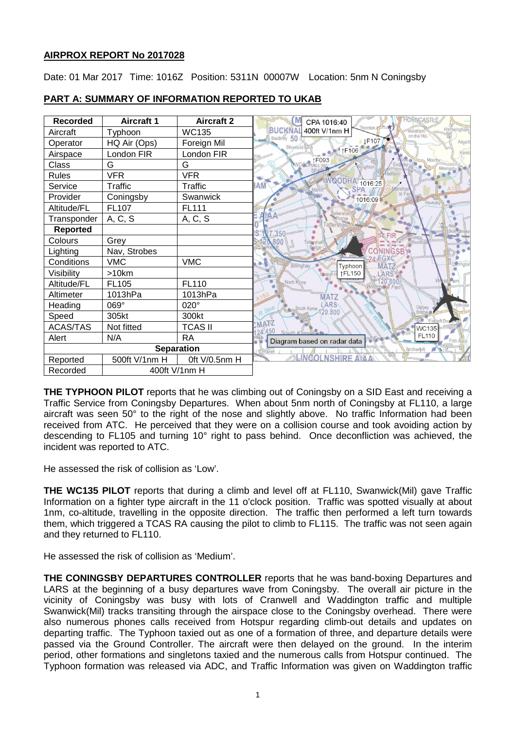**AIRPROX REPORT No 2017028**

Date: 01 Mar 2017 Time: 1016Z Position: 5311N 00007W Location: 5nm N Coningsby

**PART A: SUMMARY OF INFORMATION REPORTED TO UKAB**

| Recorded | Aircraft 1 | Aircraft 2 |
|---|---|---|
| Aircraft | Typhoon | WC135 |
| Operator | HQ Air (Ops) | Foreign Mil |
| Airspace | London FIR | London FIR |
| Class | G | G |
| Rules | VFR | VFR |
| Service | Traffic | Traffic |
| Provider | Coningsby | Swanwick |
| Altitude/FL | FL107 | FL111 |
| Transponder | A, C, S | A, C, S |
| **Reported** | | |
| Colours | Grey | |
| Lighting | Nav, Strobes | |
| Conditions | VMC | VMC |
| Visibility | >10km | |
| Altitude/FL | FL105 | FL110 |
| Altimeter | 1013hPa | 1013hPa |
| Heading | 069° | 020° |
| Speed | 305kt | 300kt |
| ACAS/TAS | Not fitted | TCAS II |
| Alert | N/A | RA |
| **Separation** | | |
| Reported | 500ft V/1nm H | 0ft V/0.5nm H |
| Recorded | 400ft V/1nm H | |

CPA 1016:40
400ft V/1nm H
↓F107
↑F106
↑F093
1016:25
1016:09
Typhoon
↑FL150
WC135
FL110
Diagram based on radar data

**THE TYPHOON PILOT** reports that he was climbing out of Coningsby on a SID East and receiving a Traffic Service from Coningsby Departures. When about 5nm north of Coningsby at FL110, a large aircraft was seen 50° to the right of the nose and slightly above. No traffic Information had been received from ATC. He perceived that they were on a collision course and took avoiding action by descending to FL105 and turning 10° right to pass behind. Once deconfliction was achieved, the incident was reported to ATC.

He assessed the risk of collision as 'Low'.

**THE WC135 PILOT** reports that during a climb and level off at FL110, Swanwick(Mil) gave Traffic Information on a fighter type aircraft in the 11 o'clock position. Traffic was spotted visually at about 1nm, co-altitude, travelling in the opposite direction. The traffic then performed a left turn towards them, which triggered a TCAS RA causing the pilot to climb to FL115. The traffic was not seen again and they returned to FL110.

He assessed the risk of collision as 'Medium'.

**THE CONINGSBY DEPARTURES CONTROLLER** reports that he was band-boxing Departures and LARS at the beginning of a busy departures wave from Coningsby. The overall air picture in the vicinity of Coningsby was busy with lots of Cranwell and Waddington traffic and multiple Swanwick(Mil) tracks transiting through the airspace close to the Coningsby overhead. There were also numerous phones calls received from Hotspur regarding climb-out details and updates on departing traffic. The Typhoon taxied out as one of a formation of three, and departure details were passed via the Ground Controller. The aircraft were then delayed on the ground. In the interim period, other formations and singletons taxied and the numerous calls from Hotspur continued. The Typhoon formation was released via ADC, and Traffic Information was given on Waddington traffic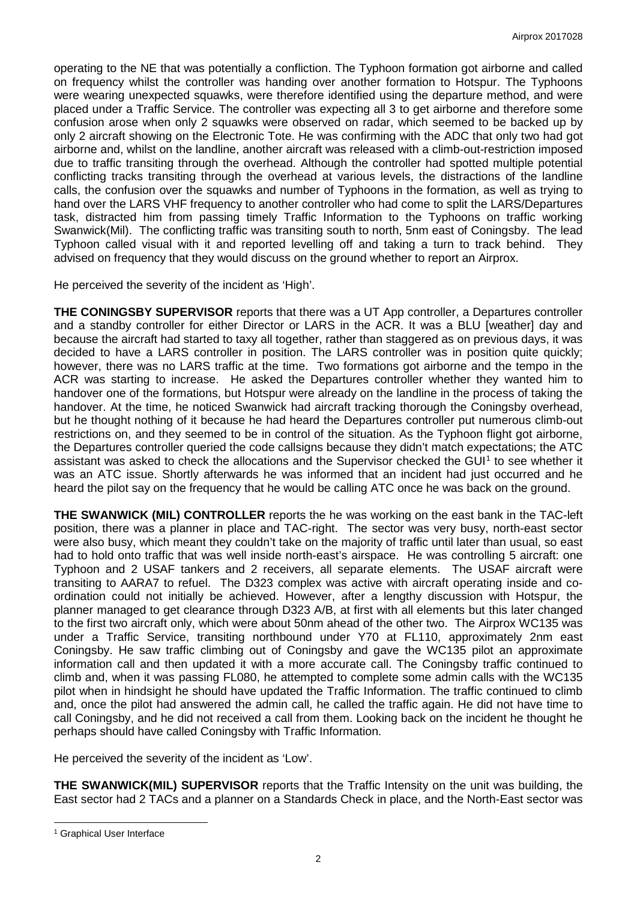operating to the NE that was potentially a confliction. The Typhoon formation got airborne and called on frequency whilst the controller was handing over another formation to Hotspur. The Typhoons were wearing unexpected squawks, were therefore identified using the departure method, and were placed under a Traffic Service. The controller was expecting all 3 to get airborne and therefore some confusion arose when only 2 squawks were observed on radar, which seemed to be backed up by only 2 aircraft showing on the Electronic Tote. He was confirming with the ADC that only two had got airborne and, whilst on the landline, another aircraft was released with a climb-out-restriction imposed due to traffic transiting through the overhead. Although the controller had spotted multiple potential conflicting tracks transiting through the overhead at various levels, the distractions of the landline calls, the confusion over the squawks and number of Typhoons in the formation, as well as trying to hand over the LARS VHF frequency to another controller who had come to split the LARS/Departures task, distracted him from passing timely Traffic Information to the Typhoons on traffic working Swanwick(Mil). The conflicting traffic was transiting south to north, 5nm east of Coningsby. The lead Typhoon called visual with it and reported levelling off and taking a turn to track behind. They advised on frequency that they would discuss on the ground whether to report an Airprox.

He perceived the severity of the incident as 'High'.

**THE CONINGSBY SUPERVISOR** reports that there was a UT App controller, a Departures controller and a standby controller for either Director or LARS in the ACR. It was a BLU [weather] day and because the aircraft had started to taxy all together, rather than staggered as on previous days, it was decided to have a LARS controller in position. The LARS controller was in position quite quickly; however, there was no LARS traffic at the time. Two formations got airborne and the tempo in the ACR was starting to increase. He asked the Departures controller whether they wanted him to handover one of the formations, but Hotspur were already on the landline in the process of taking the handover. At the time, he noticed Swanwick had aircraft tracking thorough the Coningsby overhead, but he thought nothing of it because he had heard the Departures controller put numerous climb-out restrictions on, and they seemed to be in control of the situation. As the Typhoon flight got airborne, the Departures controller queried the code callsigns because they didn't match expectations; the ATC assistant was asked to check the allocations and the Supervisor checked the GUI[1] to see whether it was an ATC issue. Shortly afterwards he was informed that an incident had just occurred and he heard the pilot say on the frequency that he would be calling ATC once he was back on the ground.

**THE SWANWICK (MIL) CONTROLLER** reports the he was working on the east bank in the TAC-left position, there was a planner in place and TAC-right. The sector was very busy, north-east sector were also busy, which meant they couldn't take on the majority of traffic until later than usual, so east had to hold onto traffic that was well inside north-east's airspace. He was controlling 5 aircraft: one Typhoon and 2 USAF tankers and 2 receivers, all separate elements. The USAF aircraft were transiting to AARA7 to refuel. The D323 complex was active with aircraft operating inside and co-ordination could not initially be achieved. However, after a lengthy discussion with Hotspur, the planner managed to get clearance through D323 A/B, at first with all elements but this later changed to the first two aircraft only, which were about 50nm ahead of the other two. The Airprox WC135 was under a Traffic Service, transiting northbound under Y70 at FL110, approximately 2nm east Coningsby. He saw traffic climbing out of Coningsby and gave the WC135 pilot an approximate information call and then updated it with a more accurate call. The Coningsby traffic continued to climb and, when it was passing FL080, he attempted to complete some admin calls with the WC135 pilot when in hindsight he should have updated the Traffic Information. The traffic continued to climb and, once the pilot had answered the admin call, he called the traffic again. He did not have time to call Coningsby, and he did not received a call from them. Looking back on the incident he thought he perhaps should have called Coningsby with Traffic Information.

He perceived the severity of the incident as 'Low'.

**THE SWANWICK(MIL) SUPERVISOR** reports that the Traffic Intensity on the unit was building, the East sector had 2 TACs and a planner on a Standards Check in place, and the North-East sector was

[1] Graphical User Interface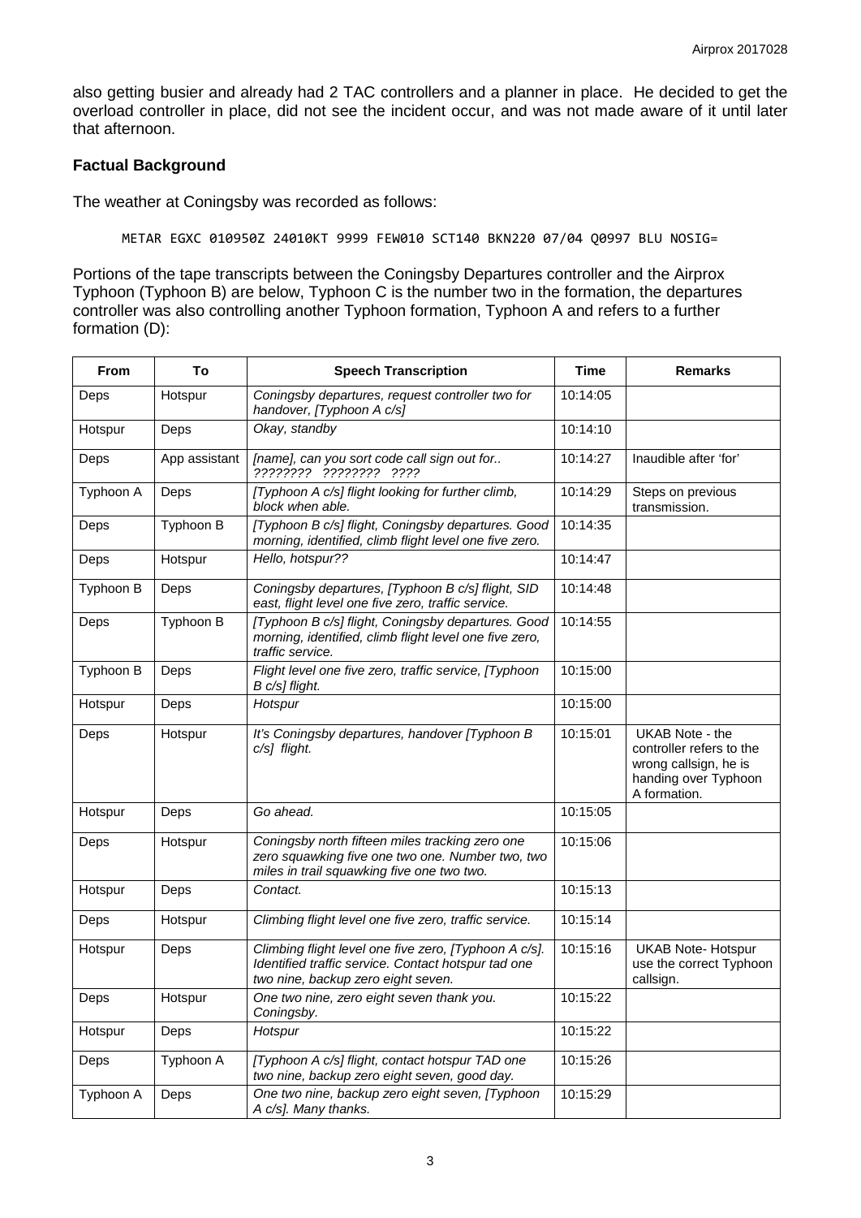also getting busier and already had 2 TAC controllers and a planner in place. He decided to get the overload controller in place, did not see the incident occur, and was not made aware of it until later that afternoon.

## Factual Background

The weather at Coningsby was recorded as follows:

```
METAR EGXC 010950Z 24010KT 9999 FEW010 SCT140 BKN220 07/04 Q0997 BLU NOSIG=
```

Portions of the tape transcripts between the Coningsby Departures controller and the Airprox Typhoon (Typhoon B) are below, Typhoon C is the number two in the formation, the departures controller was also controlling another Typhoon formation, Typhoon A and refers to a further formation (D):

| From | To | Speech Transcription | Time | Remarks |
|---|---|---|---|---|
| Deps | Hotspur | *Coningsby departures, request controller two for handover, [Typhoon A c/s]* | 10:14:05 | |
| Hotspur | Deps | *Okay, standby* | 10:14:10 | |
| Deps | App assistant | *[name], can you sort code call sign out for.. ???????? ???????? ????* | 10:14:27 | Inaudible after 'for' |
| Typhoon A | Deps | *[Typhoon A c/s] flight looking for further climb, block when able.* | 10:14:29 | Steps on previous transmission. |
| Deps | Typhoon B | *[Typhoon B c/s] flight, Coningsby departures. Good morning, identified, climb flight level one five zero.* | 10:14:35 | |
| Deps | Hotspur | *Hello, hotspur??* | 10:14:47 | |
| Typhoon B | Deps | *Coningsby departures, [Typhoon B c/s] flight, SID east, flight level one five zero, traffic service.* | 10:14:48 | |
| Deps | Typhoon B | *[Typhoon B c/s] flight, Coningsby departures. Good morning, identified, climb flight level one five zero, traffic service.* | 10:14:55 | |
| Typhoon B | Deps | *Flight level one five zero, traffic service, [Typhoon B c/s] flight.* | 10:15:00 | |
| Hotspur | Deps | *Hotspur* | 10:15:00 | |
| Deps | Hotspur | *It's Coningsby departures, handover [Typhoon B c/s] flight.* | 10:15:01 | UKAB Note - the controller refers to the wrong callsign, he is handing over Typhoon A formation. |
| Hotspur | Deps | *Go ahead.* | 10:15:05 | |
| Deps | Hotspur | *Coningsby north fifteen miles tracking zero one zero squawking five one two one. Number two, two miles in trail squawking five one two two.* | 10:15:06 | |
| Hotspur | Deps | *Contact.* | 10:15:13 | |
| Deps | Hotspur | *Climbing flight level one five zero, traffic service.* | 10:15:14 | |
| Hotspur | Deps | *Climbing flight level one five zero, [Typhoon A c/s]. Identified traffic service. Contact hotspur tad one two nine, backup zero eight seven.* | 10:15:16 | UKAB Note- Hotspur use the correct Typhoon callsign. |
| Deps | Hotspur | *One two nine, zero eight seven thank you. Coningsby.* | 10:15:22 | |
| Hotspur | Deps | *Hotspur* | 10:15:22 | |
| Deps | Typhoon A | *[Typhoon A c/s] flight, contact hotspur TAD one two nine, backup zero eight seven, good day.* | 10:15:26 | |
| Typhoon A | Deps | *One two nine, backup zero eight seven, [Typhoon A c/s]. Many thanks.* | 10:15:29 | |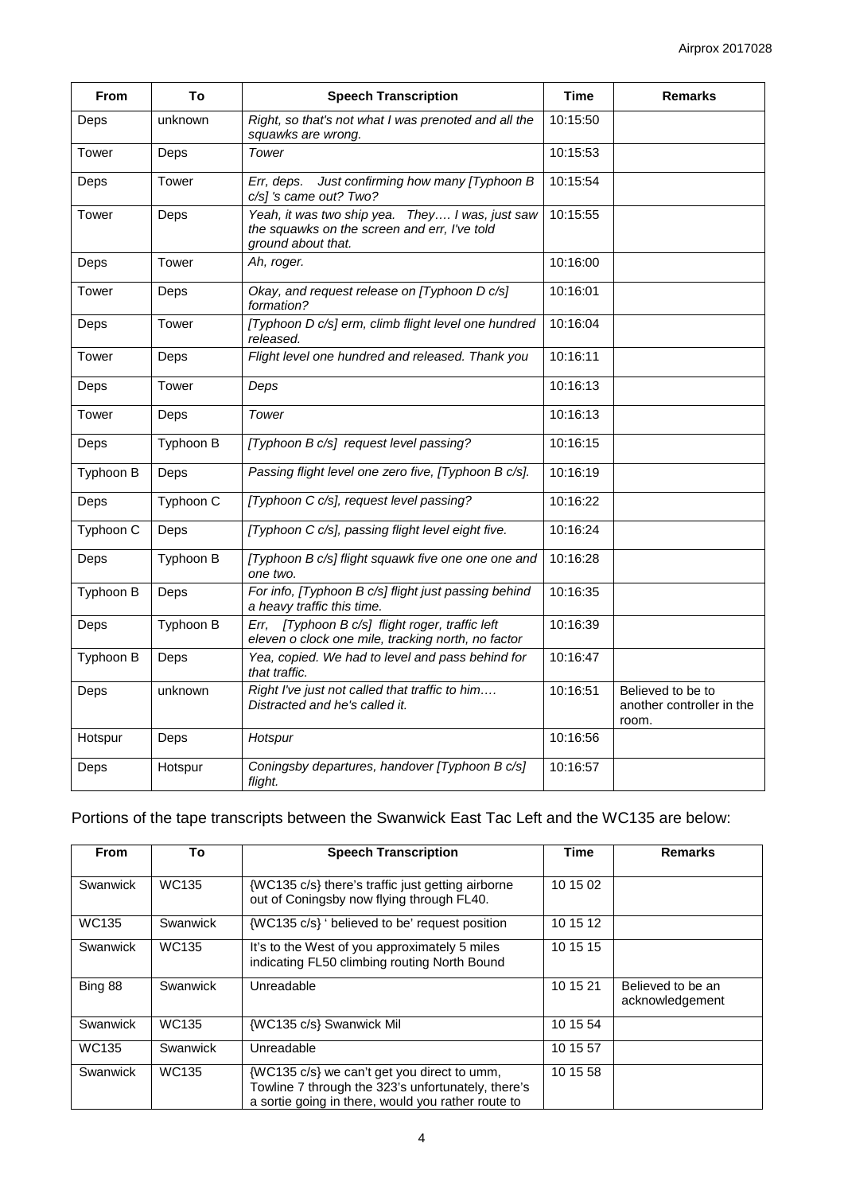| From | To | Speech Transcription | Time | Remarks |
|---|---|---|---|---|
| Deps | unknown | *Right, so that's not what I was prenoted and all the squawks are wrong.* | 10:15:50 | |
| Tower | Deps | *Tower* | 10:15:53 | |
| Deps | Tower | *Err, deps. Just confirming how many [Typhoon B c/s] 's came out? Two?* | 10:15:54 | |
| Tower | Deps | *Yeah, it was two ship yea. They…. I was, just saw the squawks on the screen and err, I've told ground about that.* | 10:15:55 | |
| Deps | Tower | *Ah, roger.* | 10:16:00 | |
| Tower | Deps | *Okay, and request release on [Typhoon D c/s] formation?* | 10:16:01 | |
| Deps | Tower | *[Typhoon D c/s] erm, climb flight level one hundred released.* | 10:16:04 | |
| Tower | Deps | *Flight level one hundred and released. Thank you* | 10:16:11 | |
| Deps | Tower | *Deps* | 10:16:13 | |
| Tower | Deps | *Tower* | 10:16:13 | |
| Deps | Typhoon B | *[Typhoon B c/s] request level passing?* | 10:16:15 | |
| Typhoon B | Deps | *Passing flight level one zero five, [Typhoon B c/s].* | 10:16:19 | |
| Deps | Typhoon C | *[Typhoon C c/s], request level passing?* | 10:16:22 | |
| Typhoon C | Deps | *[Typhoon C c/s], passing flight level eight five.* | 10:16:24 | |
| Deps | Typhoon B | *[Typhoon B c/s] flight squawk five one one one and one two.* | 10:16:28 | |
| Typhoon B | Deps | *For info, [Typhoon B c/s] flight just passing behind a heavy traffic this time.* | 10:16:35 | |
| Deps | Typhoon B | *Err, [Typhoon B c/s] flight roger, traffic left eleven o clock one mile, tracking north, no factor* | 10:16:39 | |
| Typhoon B | Deps | *Yea, copied. We had to level and pass behind for that traffic.* | 10:16:47 | |
| Deps | unknown | *Right I've just not called that traffic to him…. Distracted and he's called it.* | 10:16:51 | Believed to be to another controller in the room. |
| Hotspur | Deps | *Hotspur* | 10:16:56 | |
| Deps | Hotspur | *Coningsby departures, handover [Typhoon B c/s] flight.* | 10:16:57 | |

Portions of the tape transcripts between the Swanwick East Tac Left and the WC135 are below:

| From | To | Speech Transcription | Time | Remarks |
|---|---|---|---|---|
| Swanwick | WC135 | {WC135 c/s} there's traffic just getting airborne out of Coningsby now flying through FL40. | 10 15 02 | |
| WC135 | Swanwick | {WC135 c/s} ' believed to be' request position | 10 15 12 | |
| Swanwick | WC135 | It's to the West of you approximately 5 miles indicating FL50 climbing routing North Bound | 10 15 15 | |
| Bing 88 | Swanwick | Unreadable | 10 15 21 | Believed to be an acknowledgement |
| Swanwick | WC135 | {WC135 c/s} Swanwick Mil | 10 15 54 | |
| WC135 | Swanwick | Unreadable | 10 15 57 | |
| Swanwick | WC135 | {WC135 c/s} we can't get you direct to umm, Towline 7 through the 323's unfortunately, there's a sortie going in there, would you rather route to | 10 15 58 | |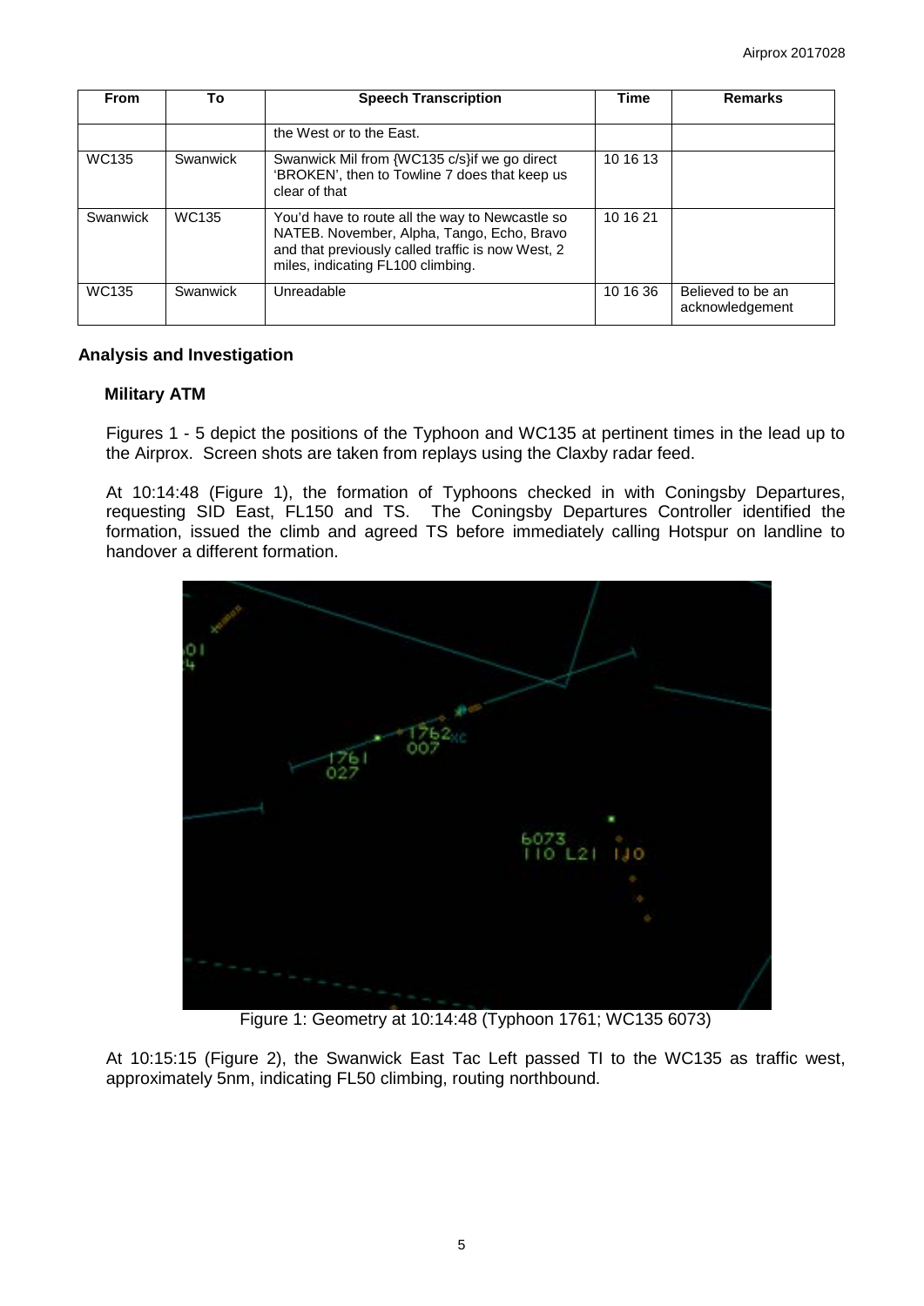| From | To | Speech Transcription | Time | Remarks |
|---|---|---|---|---|
| | | the West or to the East. | | |
| WC135 | Swanwick | Swanwick Mil from {WC135 c/s}if we go direct 'BROKEN', then to Towline 7 does that keep us clear of that | 10 16 13 | |
| Swanwick | WC135 | You'd have to route all the way to Newcastle so NATEB. November, Alpha, Tango, Echo, Bravo and that previously called traffic is now West, 2 miles, indicating FL100 climbing. | 10 16 21 | |
| WC135 | Swanwick | Unreadable | 10 16 36 | Believed to be an acknowledgement |

## Analysis and Investigation

### Military ATM

Figures 1 - 5 depict the positions of the Typhoon and WC135 at pertinent times in the lead up to the Airprox. Screen shots are taken from replays using the Claxby radar feed.

At 10:14:48 (Figure 1), the formation of Typhoons checked in with Coningsby Departures, requesting SID East, FL150 and TS. The Coningsby Departures Controller identified the formation, issued the climb and agreed TS before immediately calling Hotspur on landline to handover a different formation.

Figure 1: Geometry at 10:14:48 (Typhoon 1761; WC135 6073)

At 10:15:15 (Figure 2), the Swanwick East Tac Left passed TI to the WC135 as traffic west, approximately 5nm, indicating FL50 climbing, routing northbound.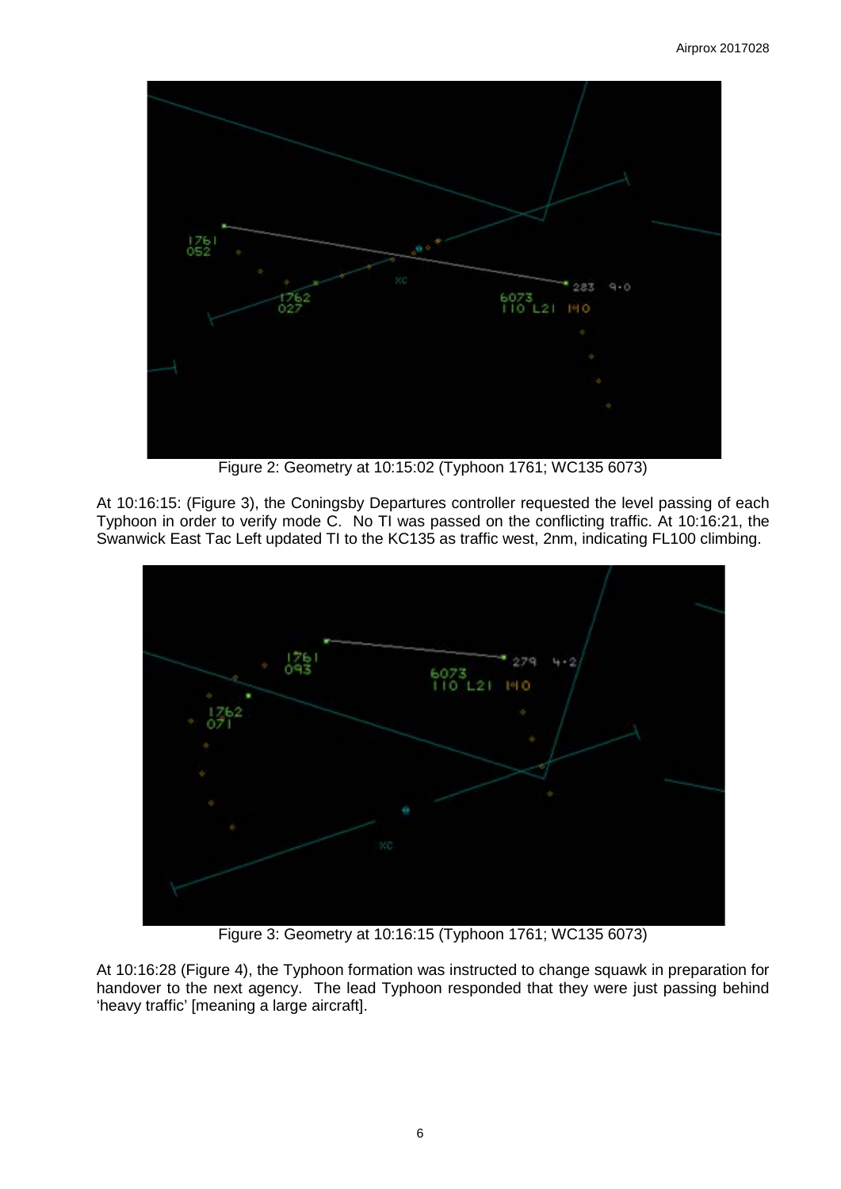1761
052
1762
027
XC
6073
110 L21 140
283 9.0

Figure 2: Geometry at 10:15:02 (Typhoon 1761; WC135 6073)

At 10:16:15: (Figure 3), the Coningsby Departures controller requested the level passing of each Typhoon in order to verify mode C. No TI was passed on the conflicting traffic. At 10:16:21, the Swanwick East Tac Left updated TI to the KC135 as traffic west, 2nm, indicating FL100 climbing.

1761
093
1762
071
6073
110 L21 140
279 4.2
XC

Figure 3: Geometry at 10:16:15 (Typhoon 1761; WC135 6073)

At 10:16:28 (Figure 4), the Typhoon formation was instructed to change squawk in preparation for handover to the next agency. The lead Typhoon responded that they were just passing behind 'heavy traffic' [meaning a large aircraft].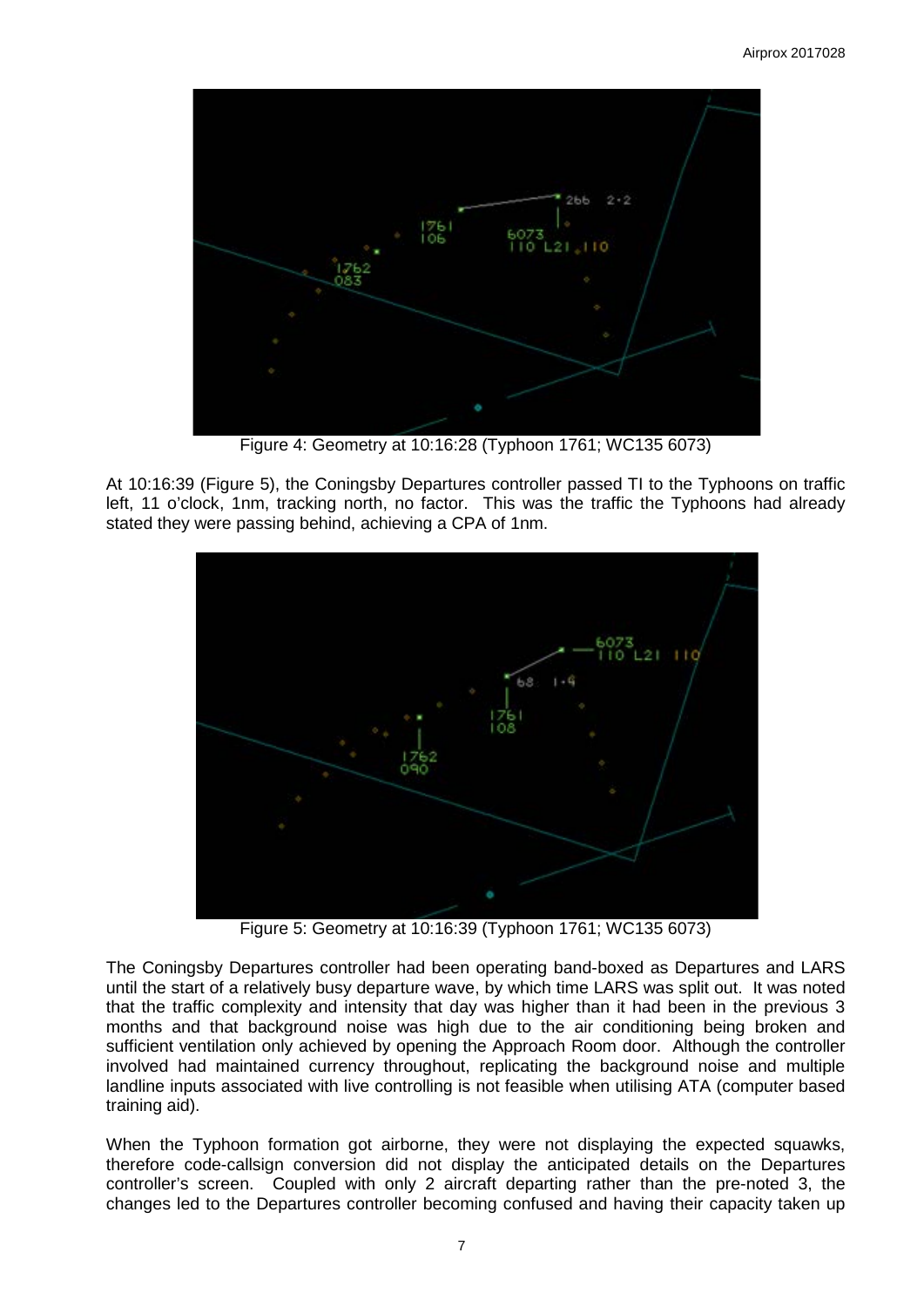Figure 4: Geometry at 10:16:28 (Typhoon 1761; WC135 6073)

At 10:16:39 (Figure 5), the Coningsby Departures controller passed TI to the Typhoons on traffic left, 11 o'clock, 1nm, tracking north, no factor. This was the traffic the Typhoons had already stated they were passing behind, achieving a CPA of 1nm.

Figure 5: Geometry at 10:16:39 (Typhoon 1761; WC135 6073)

The Coningsby Departures controller had been operating band-boxed as Departures and LARS until the start of a relatively busy departure wave, by which time LARS was split out. It was noted that the traffic complexity and intensity that day was higher than it had been in the previous 3 months and that background noise was high due to the air conditioning being broken and sufficient ventilation only achieved by opening the Approach Room door. Although the controller involved had maintained currency throughout, replicating the background noise and multiple landline inputs associated with live controlling is not feasible when utilising ATA (computer based training aid).

When the Typhoon formation got airborne, they were not displaying the expected squawks, therefore code-callsign conversion did not display the anticipated details on the Departures controller's screen. Coupled with only 2 aircraft departing rather than the pre-noted 3, the changes led to the Departures controller becoming confused and having their capacity taken up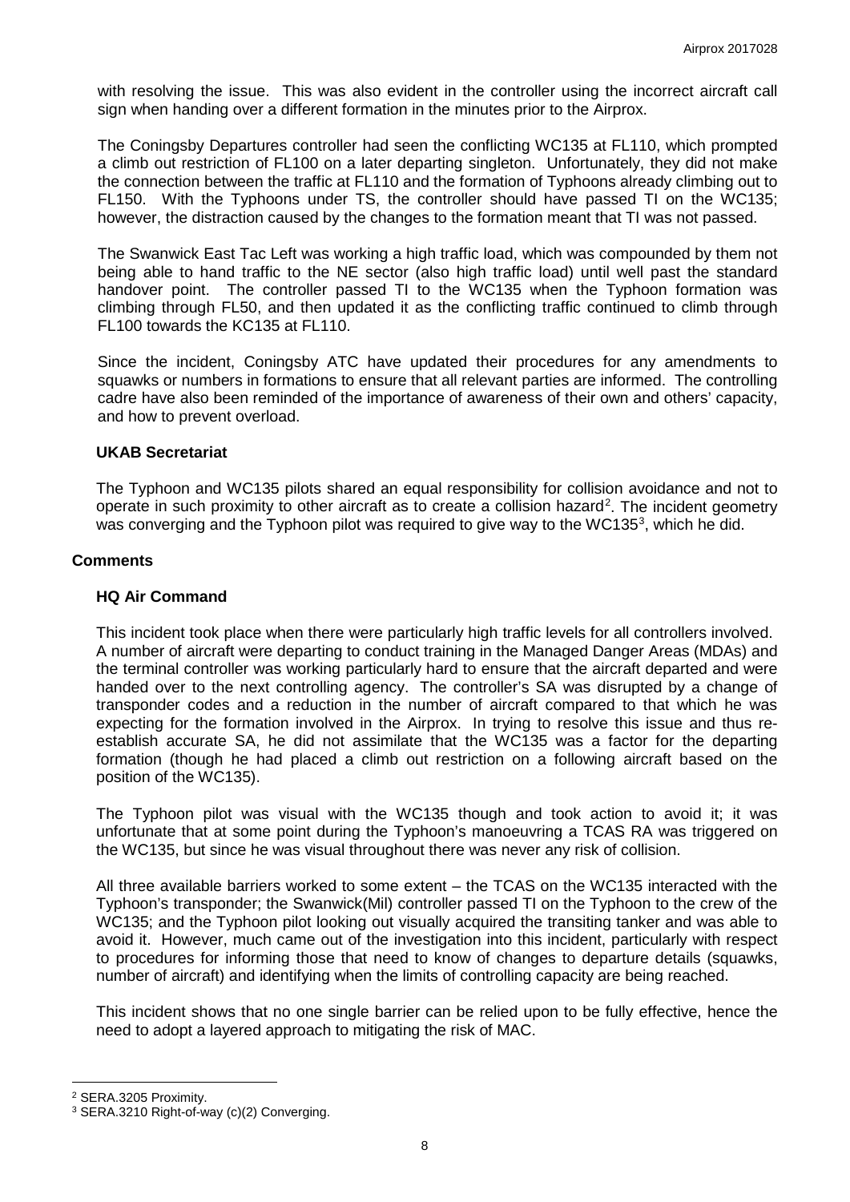with resolving the issue. This was also evident in the controller using the incorrect aircraft call sign when handing over a different formation in the minutes prior to the Airprox.

The Coningsby Departures controller had seen the conflicting WC135 at FL110, which prompted a climb out restriction of FL100 on a later departing singleton. Unfortunately, they did not make the connection between the traffic at FL110 and the formation of Typhoons already climbing out to FL150. With the Typhoons under TS, the controller should have passed TI on the WC135; however, the distraction caused by the changes to the formation meant that TI was not passed.

The Swanwick East Tac Left was working a high traffic load, which was compounded by them not being able to hand traffic to the NE sector (also high traffic load) until well past the standard handover point. The controller passed TI to the WC135 when the Typhoon formation was climbing through FL50, and then updated it as the conflicting traffic continued to climb through FL100 towards the KC135 at FL110.

Since the incident, Coningsby ATC have updated their procedures for any amendments to squawks or numbers in formations to ensure that all relevant parties are informed. The controlling cadre have also been reminded of the importance of awareness of their own and others' capacity, and how to prevent overload.

### UKAB Secretariat

The Typhoon and WC135 pilots shared an equal responsibility for collision avoidance and not to operate in such proximity to other aircraft as to create a collision hazard[2]. The incident geometry was converging and the Typhoon pilot was required to give way to the WC135[3], which he did.

## Comments

### HQ Air Command

This incident took place when there were particularly high traffic levels for all controllers involved. A number of aircraft were departing to conduct training in the Managed Danger Areas (MDAs) and the terminal controller was working particularly hard to ensure that the aircraft departed and were handed over to the next controlling agency. The controller's SA was disrupted by a change of transponder codes and a reduction in the number of aircraft compared to that which he was expecting for the formation involved in the Airprox. In trying to resolve this issue and thus re-establish accurate SA, he did not assimilate that the WC135 was a factor for the departing formation (though he had placed a climb out restriction on a following aircraft based on the position of the WC135).

The Typhoon pilot was visual with the WC135 though and took action to avoid it; it was unfortunate that at some point during the Typhoon's manoeuvring a TCAS RA was triggered on the WC135, but since he was visual throughout there was never any risk of collision.

All three available barriers worked to some extent – the TCAS on the WC135 interacted with the Typhoon's transponder; the Swanwick(Mil) controller passed TI on the Typhoon to the crew of the WC135; and the Typhoon pilot looking out visually acquired the transiting tanker and was able to avoid it. However, much came out of the investigation into this incident, particularly with respect to procedures for informing those that need to know of changes to departure details (squawks, number of aircraft) and identifying when the limits of controlling capacity are being reached.

This incident shows that no one single barrier can be relied upon to be fully effective, hence the need to adopt a layered approach to mitigating the risk of MAC.

---

[2] SERA.3205 Proximity.

[3] SERA.3210 Right-of-way (c)(2) Converging.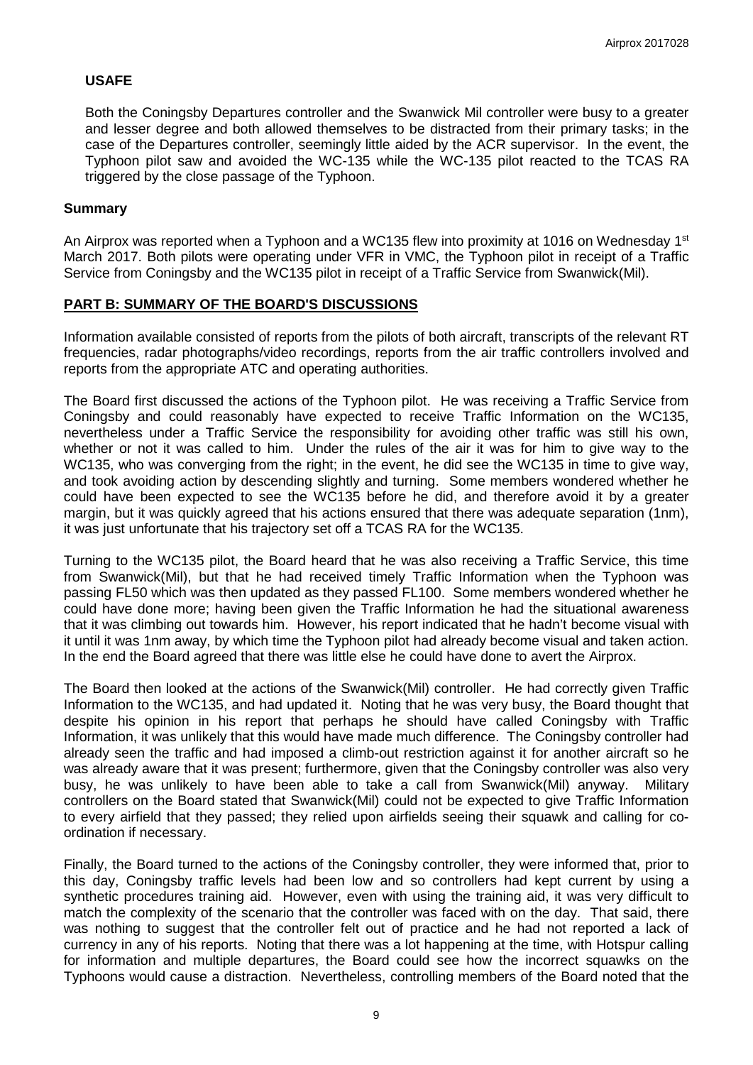## USAFE

Both the Coningsby Departures controller and the Swanwick Mil controller were busy to a greater and lesser degree and both allowed themselves to be distracted from their primary tasks; in the case of the Departures controller, seemingly little aided by the ACR supervisor. In the event, the Typhoon pilot saw and avoided the WC-135 while the WC-135 pilot reacted to the TCAS RA triggered by the close passage of the Typhoon.

## Summary

An Airprox was reported when a Typhoon and a WC135 flew into proximity at 1016 on Wednesday 1st March 2017. Both pilots were operating under VFR in VMC, the Typhoon pilot in receipt of a Traffic Service from Coningsby and the WC135 pilot in receipt of a Traffic Service from Swanwick(Mil).

## PART B: SUMMARY OF THE BOARD'S DISCUSSIONS

Information available consisted of reports from the pilots of both aircraft, transcripts of the relevant RT frequencies, radar photographs/video recordings, reports from the air traffic controllers involved and reports from the appropriate ATC and operating authorities.

The Board first discussed the actions of the Typhoon pilot. He was receiving a Traffic Service from Coningsby and could reasonably have expected to receive Traffic Information on the WC135, nevertheless under a Traffic Service the responsibility for avoiding other traffic was still his own, whether or not it was called to him. Under the rules of the air it was for him to give way to the WC135, who was converging from the right; in the event, he did see the WC135 in time to give way, and took avoiding action by descending slightly and turning. Some members wondered whether he could have been expected to see the WC135 before he did, and therefore avoid it by a greater margin, but it was quickly agreed that his actions ensured that there was adequate separation (1nm), it was just unfortunate that his trajectory set off a TCAS RA for the WC135.

Turning to the WC135 pilot, the Board heard that he was also receiving a Traffic Service, this time from Swanwick(Mil), but that he had received timely Traffic Information when the Typhoon was passing FL50 which was then updated as they passed FL100. Some members wondered whether he could have done more; having been given the Traffic Information he had the situational awareness that it was climbing out towards him. However, his report indicated that he hadn't become visual with it until it was 1nm away, by which time the Typhoon pilot had already become visual and taken action. In the end the Board agreed that there was little else he could have done to avert the Airprox.

The Board then looked at the actions of the Swanwick(Mil) controller. He had correctly given Traffic Information to the WC135, and had updated it. Noting that he was very busy, the Board thought that despite his opinion in his report that perhaps he should have called Coningsby with Traffic Information, it was unlikely that this would have made much difference. The Coningsby controller had already seen the traffic and had imposed a climb-out restriction against it for another aircraft so he was already aware that it was present; furthermore, given that the Coningsby controller was also very busy, he was unlikely to have been able to take a call from Swanwick(Mil) anyway. Military controllers on the Board stated that Swanwick(Mil) could not be expected to give Traffic Information to every airfield that they passed; they relied upon airfields seeing their squawk and calling for co-ordination if necessary.

Finally, the Board turned to the actions of the Coningsby controller, they were informed that, prior to this day, Coningsby traffic levels had been low and so controllers had kept current by using a synthetic procedures training aid. However, even with using the training aid, it was very difficult to match the complexity of the scenario that the controller was faced with on the day. That said, there was nothing to suggest that the controller felt out of practice and he had not reported a lack of currency in any of his reports. Noting that there was a lot happening at the time, with Hotspur calling for information and multiple departures, the Board could see how the incorrect squawks on the Typhoons would cause a distraction. Nevertheless, controlling members of the Board noted that the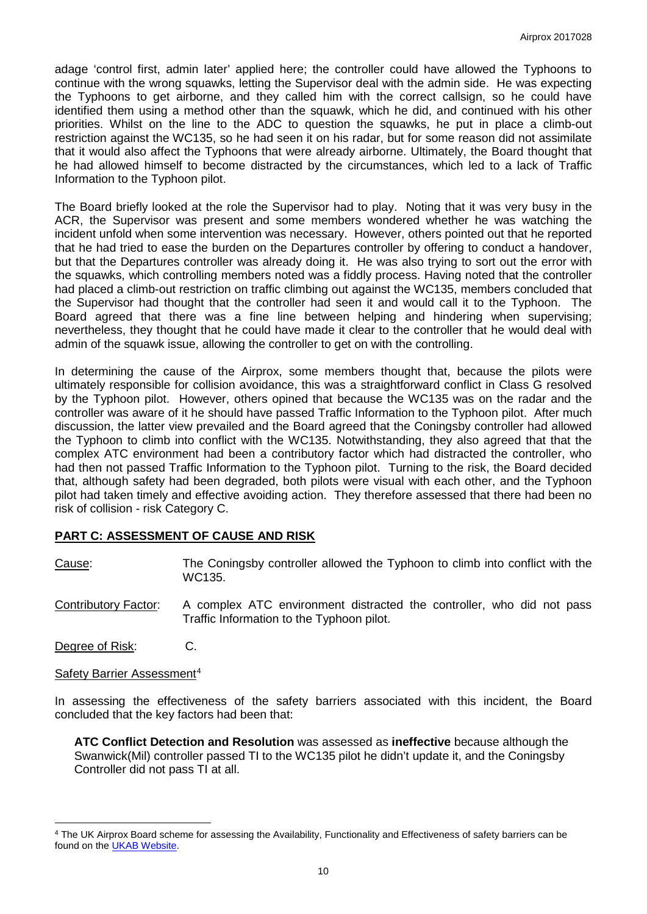adage 'control first, admin later' applied here; the controller could have allowed the Typhoons to continue with the wrong squawks, letting the Supervisor deal with the admin side. He was expecting the Typhoons to get airborne, and they called him with the correct callsign, so he could have identified them using a method other than the squawk, which he did, and continued with his other priorities. Whilst on the line to the ADC to question the squawks, he put in place a climb-out restriction against the WC135, so he had seen it on his radar, but for some reason did not assimilate that it would also affect the Typhoons that were already airborne. Ultimately, the Board thought that he had allowed himself to become distracted by the circumstances, which led to a lack of Traffic Information to the Typhoon pilot.

The Board briefly looked at the role the Supervisor had to play. Noting that it was very busy in the ACR, the Supervisor was present and some members wondered whether he was watching the incident unfold when some intervention was necessary. However, others pointed out that he reported that he had tried to ease the burden on the Departures controller by offering to conduct a handover, but that the Departures controller was already doing it. He was also trying to sort out the error with the squawks, which controlling members noted was a fiddly process. Having noted that the controller had placed a climb-out restriction on traffic climbing out against the WC135, members concluded that the Supervisor had thought that the controller had seen it and would call it to the Typhoon. The Board agreed that there was a fine line between helping and hindering when supervising; nevertheless, they thought that he could have made it clear to the controller that he would deal with admin of the squawk issue, allowing the controller to get on with the controlling.

In determining the cause of the Airprox, some members thought that, because the pilots were ultimately responsible for collision avoidance, this was a straightforward conflict in Class G resolved by the Typhoon pilot. However, others opined that because the WC135 was on the radar and the controller was aware of it he should have passed Traffic Information to the Typhoon pilot. After much discussion, the latter view prevailed and the Board agreed that the Coningsby controller had allowed the Typhoon to climb into conflict with the WC135. Notwithstanding, they also agreed that that the complex ATC environment had been a contributory factor which had distracted the controller, who had then not passed Traffic Information to the Typhoon pilot. Turning to the risk, the Board decided that, although safety had been degraded, both pilots were visual with each other, and the Typhoon pilot had taken timely and effective avoiding action. They therefore assessed that there had been no risk of collision - risk Category C.

## PART C: ASSESSMENT OF CAUSE AND RISK

Cause: The Coningsby controller allowed the Typhoon to climb into conflict with the WC135.

Contributory Factor: A complex ATC environment distracted the controller, who did not pass Traffic Information to the Typhoon pilot.

Degree of Risk: C.

Safety Barrier Assessment[4]

In assessing the effectiveness of the safety barriers associated with this incident, the Board concluded that the key factors had been that:

**ATC Conflict Detection and Resolution** was assessed as **ineffective** because although the Swanwick(Mil) controller passed TI to the WC135 pilot he didn't update it, and the Coningsby Controller did not pass TI at all.

[4] The UK Airprox Board scheme for assessing the Availability, Functionality and Effectiveness of safety barriers can be found on the UKAB Website.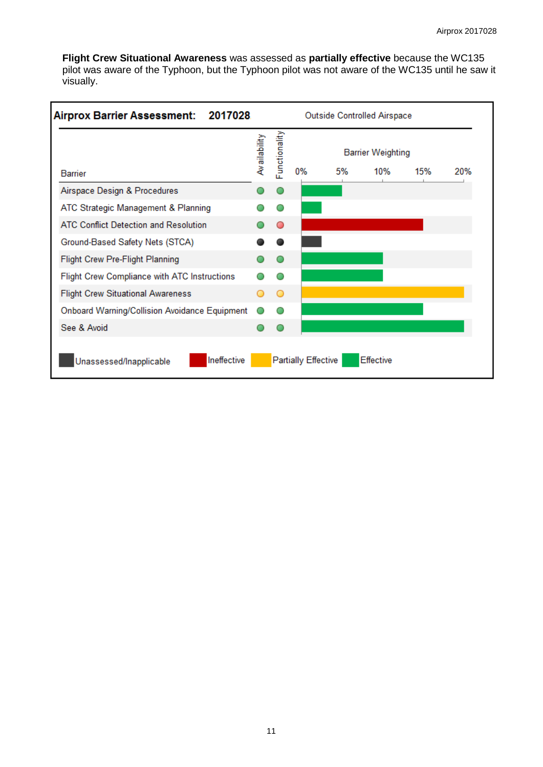**Flight Crew Situational Awareness** was assessed as **partially effective** because the WC135 pilot was aware of the Typhoon, but the Typhoon pilot was not aware of the WC135 until he saw it visually.

Airprox Barrier Assessment: 2017028

Outside Controlled Airspace

Barrier

Availability

Functionality

Barrier Weighting

0%

5%

10%

15%

20%

Airspace Design & Procedures

ATC Strategic Management & Planning

ATC Conflict Detection and Resolution

Ground-Based Safety Nets (STCA)

Flight Crew Pre-Flight Planning

Flight Crew Compliance with ATC Instructions

Flight Crew Situational Awareness

Onboard Warning/Collision Avoidance Equipment

See & Avoid

Unassessed/Inapplicable

Ineffective

Partially Effective

Effective